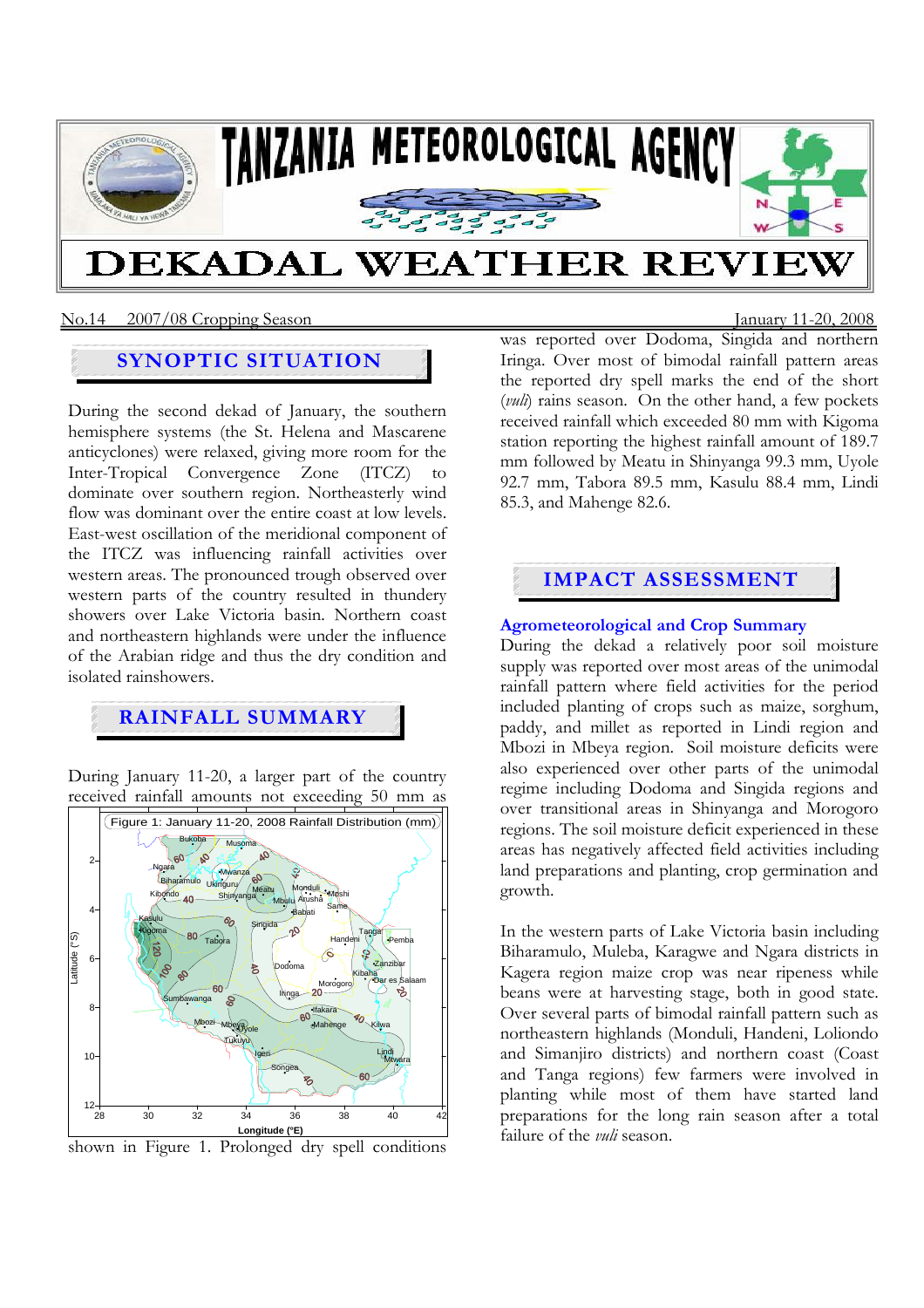# TANZANIA METEOROLOGICAL AGENCY

# DEKADAL WEATHER REVIEW

No.14 2007/08 Cropping Season January 11-20, 2008

## SYNOPTIC SITUATION

During the second dekad of January, the southern hemisphere systems (the St. Helena and Mascarene anticyclones) were relaxed, giving more room for the Inter-Tropical Convergence Zone (ITCZ) to dominate over southern region. Northeasterly wind flow was dominant over the entire coast at low levels. East-west oscillation of the meridional component of the ITCZ was influencing rainfall activities over western areas. The pronounced trough observed over western parts of the country resulted in thundery showers over Lake Victoria basin. Northern coast and northeastern highlands were under the influence of the Arabian ridge and thus the dry condition and isolated rainshowers.

## RAINFALL SUMMARY

During January 11-20, a larger part of the country received rainfall amounts not exceeding 50 mm as shown in Figure 1. Prolonged dry spell conditions was reported over Dodoma, Singida and northern Iringa. Over most of bimodal rainfall pattern areas the reported dry spell marks the end of the short (*vuli*) rains season. On the other hand, a few pockets received rainfall which exceeded 80 mm with Kigoma station reporting the highest rainfall amount of 189.7 mm followed by Meatu in Shinyanga 99.3 mm, Uyole 92.7 mm, Tabora 89.5 mm, Kasulu 88.4 mm, Lindi 85.3, and Mahenge 82.6.

Figure 1: January 11-20, 2008 Rainfall Distribution (mm)

## IMPACT ASSESSMENT

### Agrometeorological and Crop Summary

During the dekad a relatively poor soil moisture supply was reported over most areas of the unimodal rainfall pattern where field activities for the period included planting of crops such as maize, sorghum, paddy, and millet as reported in Lindi region and Mbozi in Mbeya region. Soil moisture deficits were also experienced over other parts of the unimodal regime including Dodoma and Singida regions and over transitional areas in Shinyanga and Morogoro regions. The soil moisture deficit experienced in these areas has negatively affected field activities including land preparations and planting, crop germination and growth.

In the western parts of Lake Victoria basin including Biharamulo, Muleba, Karagwe and Ngara districts in Kagera region maize crop was near ripeness while beans were at harvesting stage, both in good state. Over several parts of bimodal rainfall pattern such as northeastern highlands (Monduli, Handeni, Loliondo and Simanjiro districts) and northern coast (Coast and Tanga regions) few farmers were involved in planting while most of them have started land preparations for the long rain season after a total failure of the *vuli* season.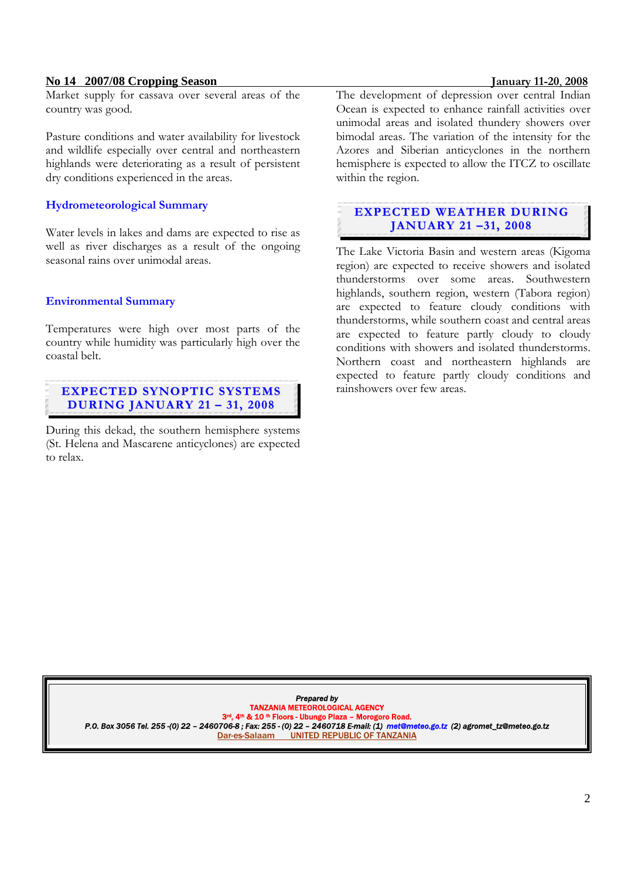Market supply for cassava over several areas of the country was good.

Pasture conditions and water availability for livestock and wildlife especially over central and northeastern highlands were deteriorating as a result of persistent dry conditions experienced in the areas.

### Hydrometeorological Summary

Water levels in lakes and dams are expected to rise as well as river discharges as a result of the ongoing seasonal rains over unimodal areas.

### Environmental Summary

Temperatures were high over most parts of the country while humidity was particularly high over the coastal belt.

## EXPECTED SYNOPTIC SYSTEMS DURING JANUARY 21 – 31, 2008

During this dekad, the southern hemisphere systems (St. Helena and Mascarene anticyclones) are expected to relax.

The development of depression over central Indian Ocean is expected to enhance rainfall activities over unimodal areas and isolated thundery showers over bimodal areas. The variation of the intensity for the Azores and Siberian anticyclones in the northern hemisphere is expected to allow the ITCZ to oscillate within the region.

## EXPECTED WEATHER DURING JANUARY 21 –31, 2008

The Lake Victoria Basin and western areas (Kigoma region) are expected to receive showers and isolated thunderstorms over some areas. Southwestern highlands, southern region, western (Tabora region) are expected to feature cloudy conditions with thunderstorms, while southern coast and central areas are expected to feature partly cloudy to cloudy conditions with showers and isolated thunderstorms. Northern coast and northeastern highlands are expected to feature partly cloudy conditions and rainshowers over few areas.

*Prepared by*
**TANZANIA METEOROLOGICAL AGENCY**
**3rd, 4th & 10 th Floors - Ubungo Plaza – Morogoro Road.**
*P.O. Box 3056 Tel. 255 -(0) 22 – 2460706-8 ; Fax: 255 - (0) 22 – 2460718 E-mail: (1) met@meteo.go.tz (2) agromet_tz@meteo.go.tz*
Dar-es-Salaam UNITED REPUBLIC OF TANZANIA